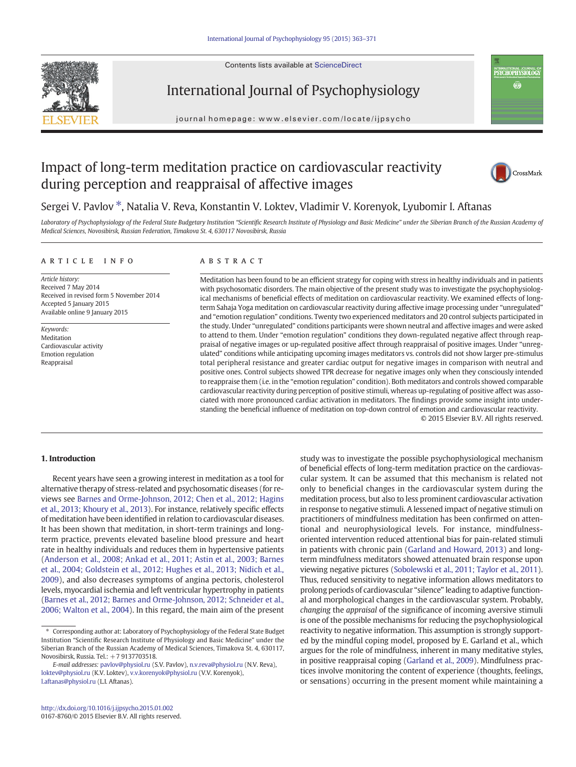# Impact of long-term meditation practice on cardiovascular reactivity during perception and reappraisal of affective images

Sergei V. Pavlov *, Natalia V. Reva, Konstantin V. Loktev, Vladimir V. Korenyok, Lyubomir I. Aftanas

*Laboratory of Psychophysiology of the Federal State Budgetary Institution "Scientific Research Institute of Physiology and Basic Medicine" under the Siberian Branch of the Russian Academy of Medical Sciences, Novosibirsk, Russian Federation, Timakova St. 4, 630117 Novosibirsk, Russia*

## ARTICLE INFO

*Article history:*
Received 7 May 2014
Received in revised form 5 November 2014
Accepted 5 January 2015
Available online 9 January 2015

*Keywords:*
Meditation
Cardiovascular activity
Emotion regulation
Reappraisal

## ABSTRACT

Meditation has been found to be an efficient strategy for coping with stress in healthy individuals and in patients with psychosomatic disorders. The main objective of the present study was to investigate the psychophysiological mechanisms of beneficial effects of meditation on cardiovascular reactivity. We examined effects of long-term Sahaja Yoga meditation on cardiovascular reactivity during affective image processing under "unregulated" and "emotion regulation" conditions. Twenty two experienced meditators and 20 control subjects participated in the study. Under "unregulated" conditions participants were shown neutral and affective images and were asked to attend to them. Under "emotion regulation" conditions they down-regulated negative affect through reappraisal of negative images or up-regulated positive affect through reappraisal of positive images. Under "unregulated" conditions while anticipating upcoming images meditators vs. controls did not show larger pre-stimulus total peripheral resistance and greater cardiac output for negative images in comparison with neutral and positive ones. Control subjects showed TPR decrease for negative images only when they consciously intended to reappraise them (i.e. in the "emotion regulation" condition). Both meditators and controls showed comparable cardiovascular reactivity during perception of positive stimuli, whereas up-regulating of positive affect was associated with more pronounced cardiac activation in meditators. The findings provide some insight into understanding the beneficial influence of meditation on top-down control of emotion and cardiovascular reactivity.

© 2015 Elsevier B.V. All rights reserved.

## 1. Introduction

Recent years have seen a growing interest in meditation as a tool for alternative therapy of stress-related and psychosomatic diseases (for reviews see Barnes and Orme-Johnson, 2012; Chen et al., 2012; Hagins et al., 2013; Khoury et al., 2013). For instance, relatively specific effects of meditation have been identified in relation to cardiovascular diseases. It has been shown that meditation, in short-term trainings and long-term practice, prevents elevated baseline blood pressure and heart rate in healthy individuals and reduces them in hypertensive patients (Anderson et al., 2008; Ankad et al., 2011; Astin et al., 2003; Barnes et al., 2004; Goldstein et al., 2012; Hughes et al., 2013; Nidich et al., 2009), and also decreases symptoms of angina pectoris, cholesterol levels, myocardial ischemia and left ventricular hypertrophy in patients (Barnes et al., 2012; Barnes and Orme-Johnson, 2012; Schneider et al., 2006; Walton et al., 2004). In this regard, the main aim of the present study was to investigate the possible psychophysiological mechanism of beneficial effects of long-term meditation practice on the cardiovascular system. It can be assumed that this mechanism is related not only to beneficial changes in the cardiovascular system during the meditation process, but also to less prominent cardiovascular activation in response to negative stimuli. A lessened impact of negative stimuli on practitioners of mindfulness meditation has been confirmed on attentional and neurophysiological levels. For instance, mindfulness-oriented intervention reduced attentional bias for pain-related stimuli in patients with chronic pain (Garland and Howard, 2013) and long-term mindfulness meditators showed attenuated brain response upon viewing negative pictures (Sobolewski et al., 2011; Taylor et al., 2011). Thus, reduced sensitivity to negative information allows meditators to prolong periods of cardiovascular "silence" leading to adaptive functional and morphological changes in the cardiovascular system. Probably, *changing* the *appraisal* of the significance of incoming aversive stimuli is one of the possible mechanisms for reducing the psychophysiological reactivity to negative information. This assumption is strongly supported by the mindful coping model, proposed by E. Garland et al., which argues for the role of mindfulness, inherent in many meditative styles, in positive reappraisal coping (Garland et al., 2009). Mindfulness practices involve monitoring the content of experience (thoughts, feelings, or sensations) occurring in the present moment while maintaining a

---

\* Corresponding author at: Laboratory of Psychophysiology of the Federal State Budget Institution "Scientific Research Institute of Physiology and Basic Medicine" under the Siberian Branch of the Russian Academy of Medical Sciences, Timakova St. 4, 630117, Novosibirsk, Russia. Tel.: +7 9137703518.

*E-mail addresses:* pavlov@physiol.ru (S.V. Pavlov), n.v.reva@physiol.ru (N.V. Reva), loktev@physiol.ru (K.V. Loktev), v.v.korenyok@physiol.ru (V.V. Korenyok), l.aftanas@physiol.ru (L.I. Aftanas).

http://dx.doi.org/10.1016/j.ijpsycho.2015.01.002
0167-8760/© 2015 Elsevier B.V. All rights reserved.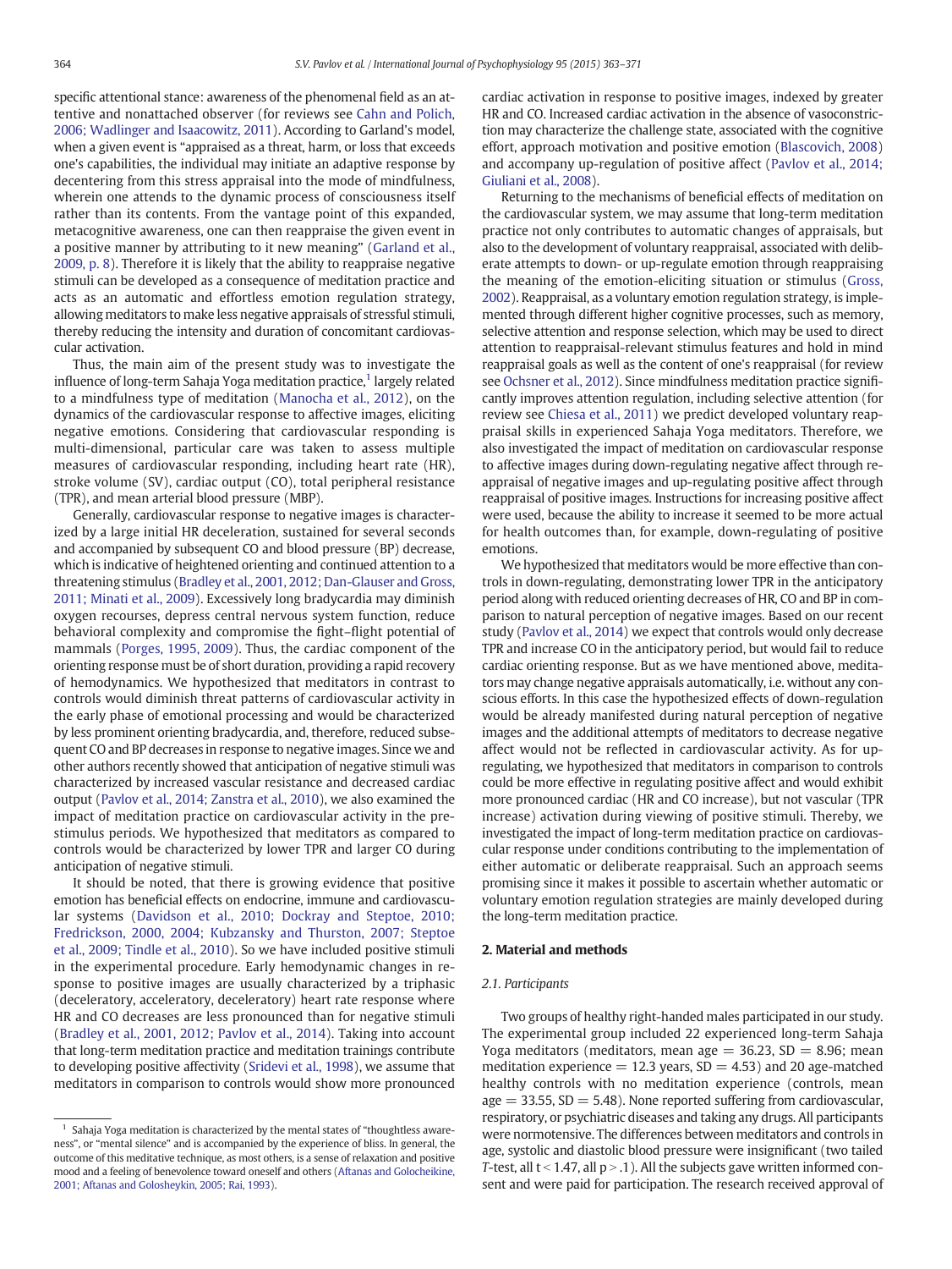specific attentional stance: awareness of the phenomenal field as an attentive and nonattached observer (for reviews see Cahn and Polich, 2006; Wadlinger and Isaacowitz, 2011). According to Garland's model, when a given event is "appraised as a threat, harm, or loss that exceeds one's capabilities, the individual may initiate an adaptive response by decentering from this stress appraisal into the mode of mindfulness, wherein one attends to the dynamic process of consciousness itself rather than its contents. From the vantage point of this expanded, metacognitive awareness, one can then reappraise the given event in a positive manner by attributing to it new meaning" (Garland et al., 2009, p. 8). Therefore it is likely that the ability to reappraise negative stimuli can be developed as a consequence of meditation practice and acts as an automatic and effortless emotion regulation strategy, allowing meditators to make less negative appraisals of stressful stimuli, thereby reducing the intensity and duration of concomitant cardiovascular activation.

Thus, the main aim of the present study was to investigate the influence of long-term Sahaja Yoga meditation practice,[1] largely related to a mindfulness type of meditation (Manocha et al., 2012), on the dynamics of the cardiovascular response to affective images, eliciting negative emotions. Considering that cardiovascular responding is multi-dimensional, particular care was taken to assess multiple measures of cardiovascular responding, including heart rate (HR), stroke volume (SV), cardiac output (CO), total peripheral resistance (TPR), and mean arterial blood pressure (MBP).

Generally, cardiovascular response to negative images is characterized by a large initial HR deceleration, sustained for several seconds and accompanied by subsequent CO and blood pressure (BP) decrease, which is indicative of heightened orienting and continued attention to a threatening stimulus (Bradley et al., 2001, 2012; Dan-Glauser and Gross, 2011; Minati et al., 2009). Excessively long bradycardia may diminish oxygen recourses, depress central nervous system function, reduce behavioral complexity and compromise the fight–flight potential of mammals (Porges, 1995, 2009). Thus, the cardiac component of the orienting response must be of short duration, providing a rapid recovery of hemodynamics. We hypothesized that meditators in contrast to controls would diminish threat patterns of cardiovascular activity in the early phase of emotional processing and would be characterized by less prominent orienting bradycardia, and, therefore, reduced subsequent CO and BP decreases in response to negative images. Since we and other authors recently showed that anticipation of negative stimuli was characterized by increased vascular resistance and decreased cardiac output (Pavlov et al., 2014; Zanstra et al., 2010), we also examined the impact of meditation practice on cardiovascular activity in the prestimulus periods. We hypothesized that meditators as compared to controls would be characterized by lower TPR and larger CO during anticipation of negative stimuli.

It should be noted, that there is growing evidence that positive emotion has beneficial effects on endocrine, immune and cardiovascular systems (Davidson et al., 2010; Dockray and Steptoe, 2010; Fredrickson, 2000, 2004; Kubzansky and Thurston, 2007; Steptoe et al., 2009; Tindle et al., 2010). So we have included positive stimuli in the experimental procedure. Early hemodynamic changes in response to positive images are usually characterized by a triphasic (deceleratory, acceleratory, deceleratory) heart rate response where HR and CO decreases are less pronounced than for negative stimuli (Bradley et al., 2001, 2012; Pavlov et al., 2014). Taking into account that long-term meditation practice and meditation trainings contribute to developing positive affectivity (Sridevi et al., 1998), we assume that meditators in comparison to controls would show more pronounced cardiac activation in response to positive images, indexed by greater HR and CO. Increased cardiac activation in the absence of vasoconstriction may characterize the challenge state, associated with the cognitive effort, approach motivation and positive emotion (Blascovich, 2008) and accompany up-regulation of positive affect (Pavlov et al., 2014; Giuliani et al., 2008).

Returning to the mechanisms of beneficial effects of meditation on the cardiovascular system, we may assume that long-term meditation practice not only contributes to automatic changes of appraisals, but also to the development of voluntary reappraisal, associated with deliberate attempts to down- or up-regulate emotion through reappraising the meaning of the emotion-eliciting situation or stimulus (Gross, 2002). Reappraisal, as a voluntary emotion regulation strategy, is implemented through different higher cognitive processes, such as memory, selective attention and response selection, which may be used to direct attention to reappraisal-relevant stimulus features and hold in mind reappraisal goals as well as the content of one's reappraisal (for review see Ochsner et al., 2012). Since mindfulness meditation practice significantly improves attention regulation, including selective attention (for review see Chiesa et al., 2011) we predict developed voluntary reappraisal skills in experienced Sahaja Yoga meditators. Therefore, we also investigated the impact of meditation on cardiovascular response to affective images during down-regulating negative affect through reappraisal of negative images and up-regulating positive affect through reappraisal of positive images. Instructions for increasing positive affect were used, because the ability to increase it seemed to be more actual for health outcomes than, for example, down-regulating of positive emotions.

We hypothesized that meditators would be more effective than controls in down-regulating, demonstrating lower TPR in the anticipatory period along with reduced orienting decreases of HR, CO and BP in comparison to natural perception of negative images. Based on our recent study (Pavlov et al., 2014) we expect that controls would only decrease TPR and increase CO in the anticipatory period, but would fail to reduce cardiac orienting response. But as we have mentioned above, meditators may change negative appraisals automatically, i.e. without any conscious efforts. In this case the hypothesized effects of down-regulation would be already manifested during natural perception of negative images and the additional attempts of meditators to decrease negative affect would not be reflected in cardiovascular activity. As for up-regulating, we hypothesized that meditators in comparison to controls could be more effective in regulating positive affect and would exhibit more pronounced cardiac (HR and CO increase), but not vascular (TPR increase) activation during viewing of positive stimuli. Thereby, we investigated the impact of long-term meditation practice on cardiovascular response under conditions contributing to the implementation of either automatic or deliberate reappraisal. Such an approach seems promising since it makes it possible to ascertain whether automatic or voluntary emotion regulation strategies are mainly developed during the long-term meditation practice.

## 2. Material and methods

### 2.1. Participants

Two groups of healthy right-handed males participated in our study. The experimental group included 22 experienced long-term Sahaja Yoga meditators (meditators, mean age = 36.23, SD = 8.96; mean meditation experience = 12.3 years, SD = 4.53) and 20 age-matched healthy controls with no meditation experience (controls, mean age = 33.55, SD = 5.48). None reported suffering from cardiovascular, respiratory, or psychiatric diseases and taking any drugs. All participants were normotensive. The differences between meditators and controls in age, systolic and diastolic blood pressure were insignificant (two tailed $T$-test, all $t < 1.47$, all $p > .1$). All the subjects gave written informed consent and were paid for participation. The research received approval of

[1] Sahaja Yoga meditation is characterized by the mental states of "thoughtless awareness", or "mental silence" and is accompanied by the experience of bliss. In general, the outcome of this meditative technique, as most others, is a sense of relaxation and positive mood and a feeling of benevolence toward oneself and others (Aftanas and Golocheikine, 2001; Aftanas and Golosheykin, 2005; Rai, 1993).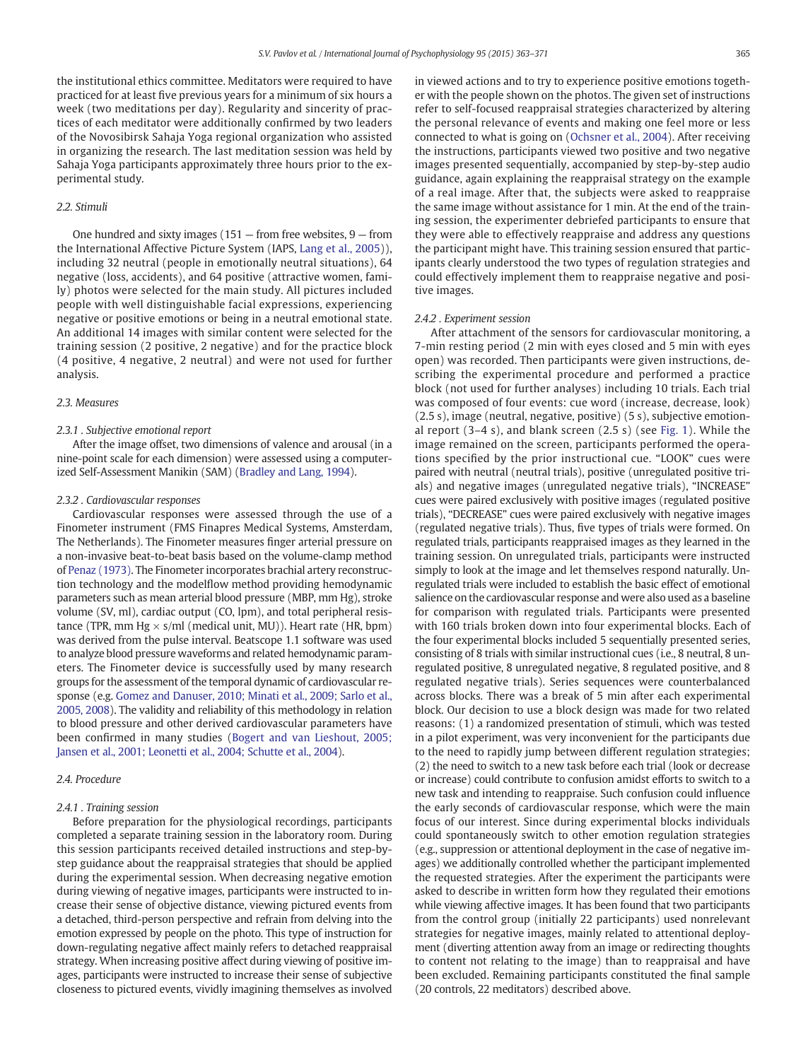the institutional ethics committee. Meditators were required to have practiced for at least five previous years for a minimum of six hours a week (two meditations per day). Regularity and sincerity of practices of each meditator were additionally confirmed by two leaders of the Novosibirsk Sahaja Yoga regional organization who assisted in organizing the research. The last meditation session was held by Sahaja Yoga participants approximately three hours prior to the experimental study.

### 2.2. Stimuli

One hundred and sixty images (151 — from free websites, 9 — from the International Affective Picture System (IAPS, Lang et al., 2005)), including 32 neutral (people in emotionally neutral situations), 64 negative (loss, accidents), and 64 positive (attractive women, family) photos were selected for the main study. All pictures included people with well distinguishable facial expressions, experiencing negative or positive emotions or being in a neutral emotional state. An additional 14 images with similar content were selected for the training session (2 positive, 2 negative) and for the practice block (4 positive, 4 negative, 2 neutral) and were not used for further analysis.

### 2.3. Measures

#### 2.3.1 . Subjective emotional report

After the image offset, two dimensions of valence and arousal (in a nine-point scale for each dimension) were assessed using a computerized Self-Assessment Manikin (SAM) (Bradley and Lang, 1994).

#### 2.3.2 . Cardiovascular responses

Cardiovascular responses were assessed through the use of a Finometer instrument (FMS Finapres Medical Systems, Amsterdam, The Netherlands). The Finometer measures finger arterial pressure on a non-invasive beat-to-beat basis based on the volume-clamp method of Penaz (1973). The Finometer incorporates brachial artery reconstruction technology and the modelflow method providing hemodynamic parameters such as mean arterial blood pressure (MBP, mm Hg), stroke volume (SV, ml), cardiac output (CO, lpm), and total peripheral resistance (TPR, mm Hg × s/ml (medical unit, MU)). Heart rate (HR, bpm) was derived from the pulse interval. Beatscope 1.1 software was used to analyze blood pressure waveforms and related hemodynamic parameters. The Finometer device is successfully used by many research groups for the assessment of the temporal dynamic of cardiovascular response (e.g. Gomez and Danuser, 2010; Minati et al., 2009; Sarlo et al., 2005, 2008). The validity and reliability of this methodology in relation to blood pressure and other derived cardiovascular parameters have been confirmed in many studies (Bogert and van Lieshout, 2005; Jansen et al., 2001; Leonetti et al., 2004; Schutte et al., 2004).

### 2.4. Procedure

#### 2.4.1 . Training session

Before preparation for the physiological recordings, participants completed a separate training session in the laboratory room. During this session participants received detailed instructions and step-by-step guidance about the reappraisal strategies that should be applied during the experimental session. When decreasing negative emotion during viewing of negative images, participants were instructed to increase their sense of objective distance, viewing pictured events from a detached, third-person perspective and refrain from delving into the emotion expressed by people on the photo. This type of instruction for down-regulating negative affect mainly refers to detached reappraisal strategy. When increasing positive affect during viewing of positive images, participants were instructed to increase their sense of subjective closeness to pictured events, vividly imagining themselves as involved in viewed actions and to try to experience positive emotions together with the people shown on the photos. The given set of instructions refer to self-focused reappraisal strategies characterized by altering the personal relevance of events and making one feel more or less connected to what is going on (Ochsner et al., 2004). After receiving the instructions, participants viewed two positive and two negative images presented sequentially, accompanied by step-by-step audio guidance, again explaining the reappraisal strategy on the example of a real image. After that, the subjects were asked to reappraise the same image without assistance for 1 min. At the end of the training session, the experimenter debriefed participants to ensure that they were able to effectively reappraise and address any questions the participant might have. This training session ensured that participants clearly understood the two types of regulation strategies and could effectively implement them to reappraise negative and positive images.

#### 2.4.2 . Experiment session

After attachment of the sensors for cardiovascular monitoring, a 7-min resting period (2 min with eyes closed and 5 min with eyes open) was recorded. Then participants were given instructions, describing the experimental procedure and performed a practice block (not used for further analyses) including 10 trials. Each trial was composed of four events: cue word (increase, decrease, look) (2.5 s), image (neutral, negative, positive) (5 s), subjective emotional report (3–4 s), and blank screen (2.5 s) (see Fig. 1). While the image remained on the screen, participants performed the operations specified by the prior instructional cue. "LOOK" cues were paired with neutral (neutral trials), positive (unregulated positive trials) and negative images (unregulated negative trials), "INCREASE" cues were paired exclusively with positive images (regulated positive trials), "DECREASE" cues were paired exclusively with negative images (regulated negative trials). Thus, five types of trials were formed. On regulated trials, participants reappraised images as they learned in the training session. On unregulated trials, participants were instructed simply to look at the image and let themselves respond naturally. Unregulated trials were included to establish the basic effect of emotional salience on the cardiovascular response and were also used as a baseline for comparison with regulated trials. Participants were presented with 160 trials broken down into four experimental blocks. Each of the four experimental blocks included 5 sequentially presented series, consisting of 8 trials with similar instructional cues (i.e., 8 neutral, 8 unregulated positive, 8 unregulated negative, 8 regulated positive, and 8 regulated negative trials). Series sequences were counterbalanced across blocks. There was a break of 5 min after each experimental block. Our decision to use a block design was made for two related reasons: (1) a randomized presentation of stimuli, which was tested in a pilot experiment, was very inconvenient for the participants due to the need to rapidly jump between different regulation strategies; (2) the need to switch to a new task before each trial (look or decrease or increase) could contribute to confusion amidst efforts to switch to a new task and intending to reappraise. Such confusion could influence the early seconds of cardiovascular response, which were the main focus of our interest. Since during experimental blocks individuals could spontaneously switch to other emotion regulation strategies (e.g., suppression or attentional deployment in the case of negative images) we additionally controlled whether the participant implemented the requested strategies. After the experiment the participants were asked to describe in written form how they regulated their emotions while viewing affective images. It has been found that two participants from the control group (initially 22 participants) used nonrelevant strategies for negative images, mainly related to attentional deployment (diverting attention away from an image or redirecting thoughts to content not relating to the image) than to reappraisal and have been excluded. Remaining participants constituted the final sample (20 controls, 22 meditators) described above.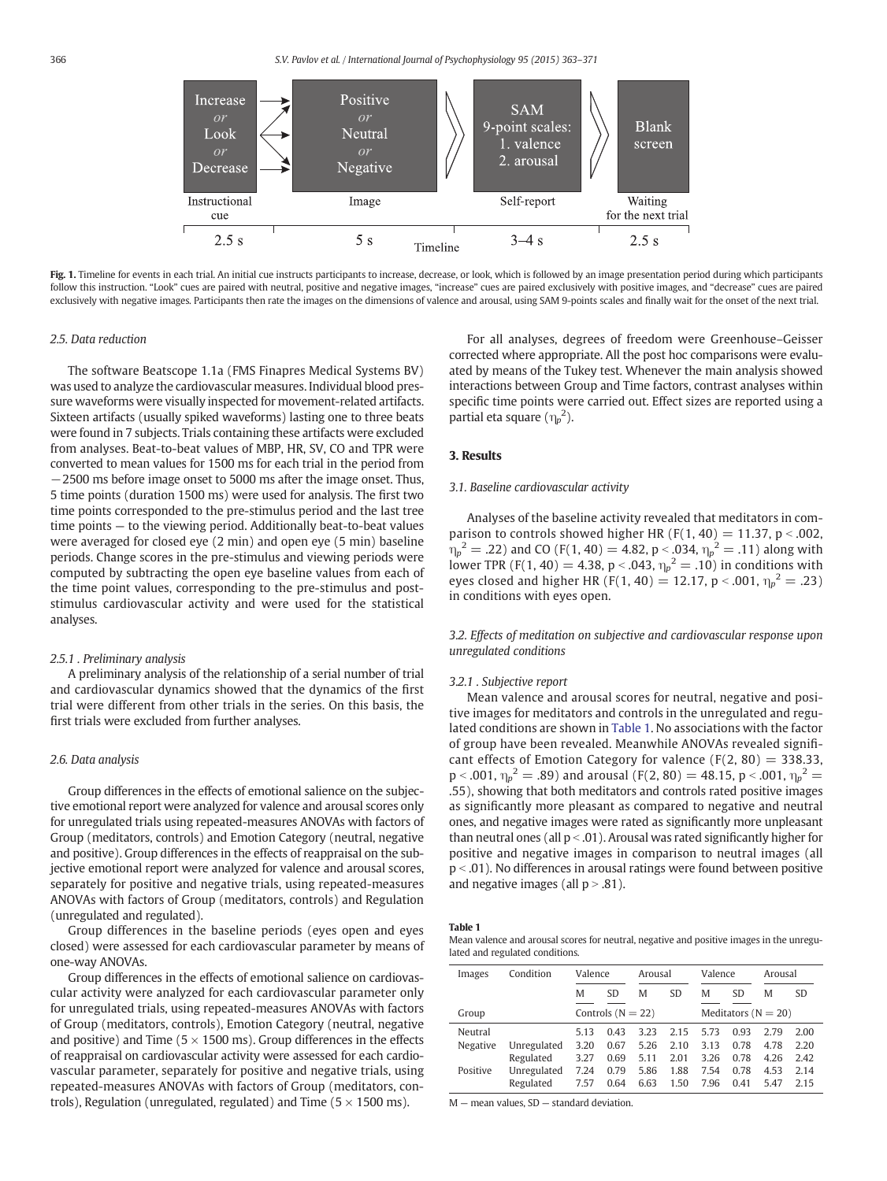**Fig. 1.** Timeline for events in each trial. An initial cue instructs participants to increase, decrease, or look, which is followed by an image presentation period during which participants follow this instruction. "Look" cues are paired with neutral, positive and negative images, "increase" cues are paired exclusively with positive images, and "decrease" cues are paired exclusively with negative images. Participants then rate the images on the dimensions of valence and arousal, using SAM 9-points scales and finally wait for the onset of the next trial.

### 2.5. Data reduction

The software Beatscope 1.1a (FMS Finapres Medical Systems BV) was used to analyze the cardiovascular measures. Individual blood pressure waveforms were visually inspected for movement-related artifacts. Sixteen artifacts (usually spiked waveforms) lasting one to three beats were found in 7 subjects. Trials containing these artifacts were excluded from analyses. Beat-to-beat values of MBP, HR, SV, CO and TPR were converted to mean values for 1500 ms for each trial in the period from −2500 ms before image onset to 5000 ms after the image onset. Thus, 5 time points (duration 1500 ms) were used for analysis. The first two time points corresponded to the pre-stimulus period and the last tree time points — to the viewing period. Additionally beat-to-beat values were averaged for closed eye (2 min) and open eye (5 min) baseline periods. Change scores in the pre-stimulus and viewing periods were computed by subtracting the open eye baseline values from each of the time point values, corresponding to the pre-stimulus and post-stimulus cardiovascular activity and were used for the statistical analyses.

#### 2.5.1 . Preliminary analysis

A preliminary analysis of the relationship of a serial number of trial and cardiovascular dynamics showed that the dynamics of the first trial were different from other trials in the series. On this basis, the first trials were excluded from further analyses.

### 2.6. Data analysis

Group differences in the effects of emotional salience on the subjective emotional report were analyzed for valence and arousal scores only for unregulated trials using repeated-measures ANOVAs with factors of Group (meditators, controls) and Emotion Category (neutral, negative and positive). Group differences in the effects of reappraisal on the subjective emotional report were analyzed for valence and arousal scores, separately for positive and negative trials, using repeated-measures ANOVAs with factors of Group (meditators, controls) and Regulation (unregulated and regulated).

Group differences in the baseline periods (eyes open and eyes closed) were assessed for each cardiovascular parameter by means of one-way ANOVAs.

Group differences in the effects of emotional salience on cardiovascular activity were analyzed for each cardiovascular parameter only for unregulated trials, using repeated-measures ANOVAs with factors of Group (meditators, controls), Emotion Category (neutral, negative and positive) and Time ($5 \times 1500$ ms). Group differences in the effects of reappraisal on cardiovascular activity were assessed for each cardiovascular parameter, separately for positive and negative trials, using repeated-measures ANOVAs with factors of Group (meditators, controls), Regulation (unregulated, regulated) and Time ($5 \times 1500$ ms).

For all analyses, degrees of freedom were Greenhouse–Geisser corrected where appropriate. All the post hoc comparisons were evaluated by means of the Tukey test. Whenever the main analysis showed interactions between Group and Time factors, contrast analyses within specific time points were carried out. Effect sizes are reported using a partial eta square ($\eta_p^2$).

## 3. Results

### 3.1. Baseline cardiovascular activity

Analyses of the baseline activity revealed that meditators in comparison to controls showed higher HR ($F(1, 40) = 11.37$, $p < .002$, $\eta_p^2 = .22$) and CO ($F(1, 40) = 4.82$, $p < .034$, $\eta_p^2 = .11$) along with lower TPR ($F(1, 40) = 4.38$, $p < .043$, $\eta_p^2 = .10$) in conditions with eyes closed and higher HR ($F(1, 40) = 12.17$, $p < .001$, $\eta_p^2 = .23$) in conditions with eyes open.

### 3.2. Effects of meditation on subjective and cardiovascular response upon unregulated conditions

#### 3.2.1 . Subjective report

Mean valence and arousal scores for neutral, negative and positive images for meditators and controls in the unregulated and regulated conditions are shown in Table 1. No associations with the factor of group have been revealed. Meanwhile ANOVAs revealed significant effects of Emotion Category for valence ($F(2, 80) = 338.33$, $p < .001$, $\eta_p^2 = .89$) and arousal ($F(2, 80) = 48.15$, $p < .001$, $\eta_p^2 = .55$), showing that both meditators and controls rated positive images as significantly more pleasant as compared to negative and neutral ones, and negative images were rated as significantly more unpleasant than neutral ones (all $p < .01$). Arousal was rated significantly higher for positive and negative images in comparison to neutral images (all $p < .01$). No differences in arousal ratings were found between positive and negative images (all $p > .81$).

**Table 1**
Mean valence and arousal scores for neutral, negative and positive images in the unregulated and regulated conditions.

| Images | Condition | Valence | | Arousal | | Valence | | Arousal | |
|---|---|---|---|---|---|---|---|---|---|
| | | M | SD | M | SD | M | SD | M | SD |
| Group | | Controls (N = 22) | | | | Meditators (N = 20) | | | |
| Neutral | | 5.13 | 0.43 | 3.23 | 2.15 | 5.73 | 0.93 | 2.79 | 2.00 |
| Negative | Unregulated | 3.20 | 0.67 | 5.26 | 2.10 | 3.13 | 0.78 | 4.78 | 2.20 |
| | Regulated | 3.27 | 0.69 | 5.11 | 2.01 | 3.26 | 0.78 | 4.26 | 2.42 |
| Positive | Unregulated | 7.24 | 0.79 | 5.86 | 1.88 | 7.54 | 0.78 | 4.53 | 2.14 |
| | Regulated | 7.57 | 0.64 | 6.63 | 1.50 | 7.96 | 0.41 | 5.47 | 2.15 |

M — mean values, SD — standard deviation.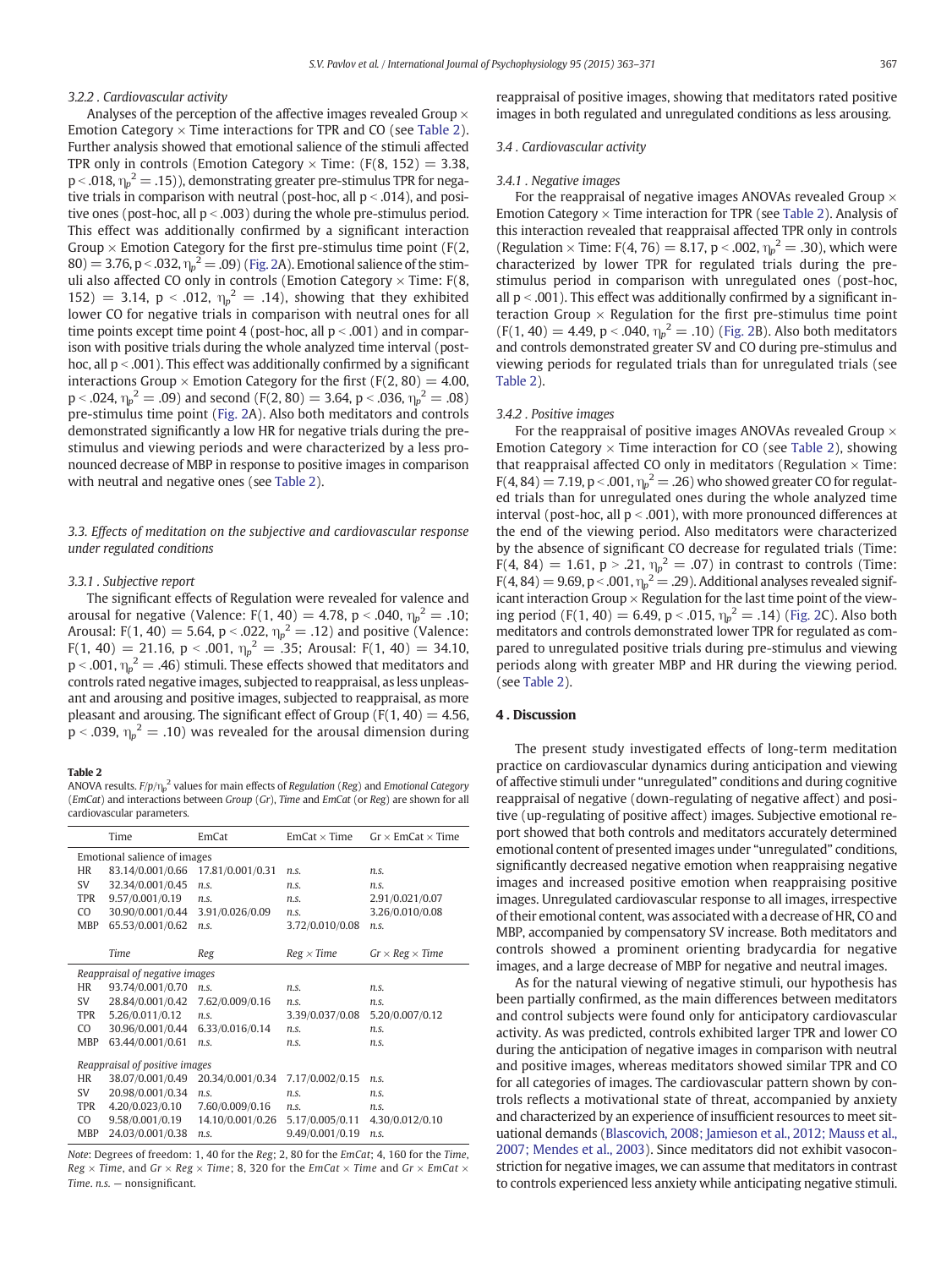#### 3.2.2 . Cardiovascular activity

Analyses of the perception of the affective images revealed Group × Emotion Category × Time interactions for TPR and CO (see Table 2). Further analysis showed that emotional salience of the stimuli affected TPR only in controls (Emotion Category × Time: ($F(8, 152) = 3.38$, $p < .018$, $\eta_p^2 = .15$)), demonstrating greater pre-stimulus TPR for negative trials in comparison with neutral (post-hoc, all $p < .014$), and positive ones (post-hoc, all $p < .003$) during the whole pre-stimulus period. This effect was additionally confirmed by a significant interaction Group × Emotion Category for the first pre-stimulus time point ($F(2, 80) = 3.76$, $p < .032$, $\eta_p^2 = .09$) (Fig. 2A). Emotional salience of the stimuli also affected CO only in controls (Emotion Category × Time: $F(8, 152) = 3.14$, $p < .012$, $\eta_p^2 = .14$), showing that they exhibited lower CO for negative trials in comparison with neutral for all time points except time point 4 (post-hoc, all $p < .001$) and in comparison with positive trials during the whole analyzed time interval (post-hoc, all $p < .001$). This effect was additionally confirmed by a significant interactions Group × Emotion Category for the first ($F(2, 80) = 4.00$, $p < .024$, $\eta_p^2 = .09$) and second ($F(2, 80) = 3.64$, $p < .036$, $\eta_p^2 = .08$) pre-stimulus time point (Fig. 2A). Also both meditators and controls demonstrated significantly a low HR for negative trials during the pre-stimulus and viewing periods and were characterized by a less pronounced decrease of MBP in response to positive images in comparison with neutral and negative ones (see Table 2).

### 3.3. Effects of meditation on the subjective and cardiovascular response under regulated conditions

#### 3.3.1 . Subjective report

The significant effects of Regulation were revealed for valence and arousal for negative (Valence: $F(1, 40) = 4.78$, $p < .040$, $\eta_p^2 = .10$; Arousal: $F(1, 40) = 5.64$, $p < .022$, $\eta_p^2 = .12$) and positive (Valence: $F(1, 40) = 21.16$, $p < .001$, $\eta_p^2 = .35$; Arousal: $F(1, 40) = 34.10$, $p < .001$, $\eta_p^2 = .46$) stimuli. These effects showed that meditators and controls rated negative images, subjected to reappraisal, as less unpleasant and arousing and positive images, subjected to reappraisal, as more pleasant and arousing. The significant effect of Group ($F(1, 40) = 4.56$, $p < .039$, $\eta_p^2 = .10$) was revealed for the arousal dimension during reappraisal of positive images, showing that meditators rated positive images in both regulated and unregulated conditions as less arousing.

**Table 2**
ANOVA results. $F/p/\eta_p^2$ values for main effects of *Regulation* (*Reg*) and *Emotional Category* (*EmCat*) and interactions between *Group* (*Gr*), *Time* and *EmCat* (or *Reg*) are shown for all cardiovascular parameters.

| | Time | EmCat | EmCat × Time | Gr × EmCat × Time |
|---|---|---|---|---|
| *Emotional salience of images* | | | | |
| HR | 83.14/0.001/0.66 | 17.81/0.001/0.31 | *n.s.* | *n.s.* |
| SV | 32.34/0.001/0.45 | *n.s.* | *n.s.* | *n.s.* |
| TPR | 9.57/0.001/0.19 | *n.s.* | *n.s.* | 2.91/0.021/0.07 |
| CO | 30.90/0.001/0.44 | 3.91/0.026/0.09 | *n.s.* | 3.26/0.010/0.08 |
| MBP | 65.53/0.001/0.62 | *n.s.* | 3.72/0.010/0.08 | *n.s.* |
| | *Time* | *Reg* | *Reg × Time* | *Gr × Reg × Time* |
| *Reappraisal of negative images* | | | | |
| HR | 93.74/0.001/0.70 | *n.s.* | *n.s.* | *n.s.* |
| SV | 28.84/0.001/0.42 | 7.62/0.009/0.16 | *n.s.* | *n.s.* |
| TPR | 5.26/0.011/0.12 | *n.s.* | 3.39/0.037/0.08 | 5.20/0.007/0.12 |
| CO | 30.96/0.001/0.44 | 6.33/0.016/0.14 | *n.s.* | *n.s.* |
| MBP | 63.44/0.001/0.61 | *n.s.* | *n.s.* | *n.s.* |
| *Reappraisal of positive images* | | | | |
| HR | 38.07/0.001/0.49 | 20.34/0.001/0.34 | 7.17/0.002/0.15 | *n.s.* |
| SV | 20.98/0.001/0.34 | *n.s.* | *n.s.* | *n.s.* |
| TPR | 4.20/0.023/0.10 | 7.60/0.009/0.16 | *n.s.* | *n.s.* |
| CO | 9.58/0.001/0.19 | 14.10/0.001/0.26 | 5.17/0.005/0.11 | 4.30/0.012/0.10 |
| MBP | 24.03/0.001/0.38 | *n.s.* | 9.49/0.001/0.19 | *n.s.* |

*Note*: Degrees of freedom: 1, 40 for the *Reg*; 2, 80 for the *EmCat*; 4, 160 for the *Time*, *Reg × Time*, and *Gr × Reg × Time*; 8, 320 for the *EmCat × Time* and *Gr × EmCat × Time*. *n.s.* — nonsignificant.

### 3.4 . Cardiovascular activity

#### 3.4.1 . Negative images

For the reappraisal of negative images ANOVAs revealed Group × Emotion Category × Time interaction for TPR (see Table 2). Analysis of this interaction revealed that reappraisal affected TPR only in controls (Regulation × Time: $F(4, 76) = 8.17$, $p < .002$, $\eta_p^2 = .30$), which were characterized by lower TPR for regulated trials during the pre-stimulus period in comparison with unregulated ones (post-hoc, all $p < .001$). This effect was additionally confirmed by a significant interaction Group × Regulation for the first pre-stimulus time point ($F(1, 40) = 4.49$, $p < .040$, $\eta_p^2 = .10$) (Fig. 2B). Also both meditators and controls demonstrated greater SV and CO during pre-stimulus and viewing periods for regulated trials than for unregulated trials (see Table 2).

#### 3.4.2 . Positive images

For the reappraisal of positive images ANOVAs revealed Group × Emotion Category × Time interaction for CO (see Table 2), showing that reappraisal affected CO only in meditators (Regulation × Time: $F(4, 84) = 7.19$, $p < .001$, $\eta_p^2 = .26$) who showed greater CO for regulated trials than for unregulated ones during the whole analyzed time interval (post-hoc, all $p < .001$), with more pronounced differences at the end of the viewing period. Also meditators were characterized by the absence of significant CO decrease for regulated trials (Time: $F(4, 84) = 1.61$, $p > .21$, $\eta_p^2 = .07$) in contrast to controls (Time: $F(4, 84) = 9.69$, $p < .001$, $\eta_p^2 = .29$). Additional analyses revealed significant interaction Group × Regulation for the last time point of the viewing period ($F(1, 40) = 6.49$, $p < .015$, $\eta_p^2 = .14$) (Fig. 2C). Also both meditators and controls demonstrated lower TPR for regulated as compared to unregulated positive trials during pre-stimulus and viewing periods along with greater MBP and HR during the viewing period. (see Table 2).

## 4 . Discussion

The present study investigated effects of long-term meditation practice on cardiovascular dynamics during anticipation and viewing of affective stimuli under "unregulated" conditions and during cognitive reappraisal of negative (down-regulating of negative affect) and positive (up-regulating of positive affect) images. Subjective emotional report showed that both controls and meditators accurately determined emotional content of presented images under "unregulated" conditions, significantly decreased negative emotion when reappraising negative images and increased positive emotion when reappraising positive images. Unregulated cardiovascular response to all images, irrespective of their emotional content, was associated with a decrease of HR, CO and MBP, accompanied by compensatory SV increase. Both meditators and controls showed a prominent orienting bradycardia for negative images, and a large decrease of MBP for negative and neutral images.

As for the natural viewing of negative stimuli, our hypothesis has been partially confirmed, as the main differences between meditators and control subjects were found only for anticipatory cardiovascular activity. As was predicted, controls exhibited larger TPR and lower CO during the anticipation of negative images in comparison with neutral and positive images, whereas meditators showed similar TPR and CO for all categories of images. The cardiovascular pattern shown by controls reflects a motivational state of threat, accompanied by anxiety and characterized by an experience of insufficient resources to meet situational demands (Blascovich, 2008; Jamieson et al., 2012; Mauss et al., 2007; Mendes et al., 2003). Since meditators did not exhibit vasoconstriction for negative images, we can assume that meditators in contrast to controls experienced less anxiety while anticipating negative stimuli.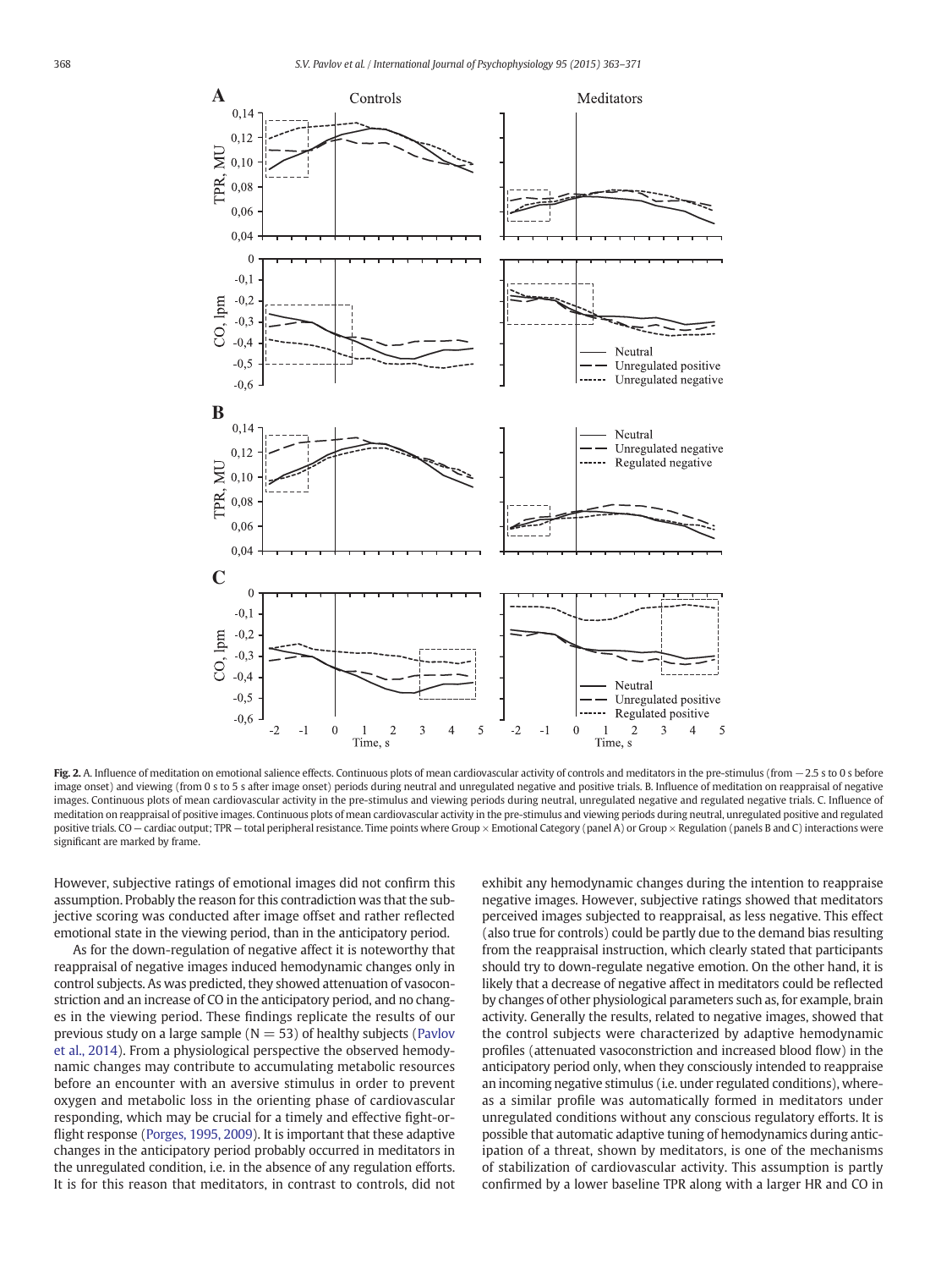A

Controls

Meditators

TPR, MU

0,14
0,12
0,10
0,08
0,06
0,04

CO, lpm

0
-0,1
-0,2
-0,3
-0,4
-0,5
-0,6

Neutral
Unregulated positive
Unregulated negative

B

TPR, MU

0,14
0,12
0,10
0,08
0,06
0,04

Neutral
Unregulated negative
Regulated negative

C

CO, lpm

0
-0,1
-0,2
-0,3
-0,4
-0,5
-0,6

Neutral
Unregulated positive
Regulated positive

-2 -1 0 1 2 3 4 5
Time, s

-2 -1 0 1 2 3 4 5
Time, s

**Fig. 2.** A. Influence of meditation on emotional salience effects. Continuous plots of mean cardiovascular activity of controls and meditators in the pre-stimulus (from −2.5 s to 0 s before image onset) and viewing (from 0 s to 5 s after image onset) periods during neutral and unregulated negative and positive trials. B. Influence of meditation on reappraisal of negative images. Continuous plots of mean cardiovascular activity in the pre-stimulus and viewing periods during neutral, unregulated negative and regulated negative trials. C. Influence of meditation on reappraisal of positive images. Continuous plots of mean cardiovascular activity in the pre-stimulus and viewing periods during neutral, unregulated positive and regulated positive trials. CO — cardiac output; TPR — total peripheral resistance. Time points where Group × Emotional Category (panel A) or Group × Regulation (panels B and C) interactions were significant are marked by frame.

However, subjective ratings of emotional images did not confirm this assumption. Probably the reason for this contradiction was that the subjective scoring was conducted after image offset and rather reflected emotional state in the viewing period, than in the anticipatory period.

As for the down-regulation of negative affect it is noteworthy that reappraisal of negative images induced hemodynamic changes only in control subjects. As was predicted, they showed attenuation of vasoconstriction and an increase of CO in the anticipatory period, and no changes in the viewing period. These findings replicate the results of our previous study on a large sample (N = 53) of healthy subjects (Pavlov et al., 2014). From a physiological perspective the observed hemodynamic changes may contribute to accumulating metabolic resources before an encounter with an aversive stimulus in order to prevent oxygen and metabolic loss in the orienting phase of cardiovascular responding, which may be crucial for a timely and effective fight-or-flight response (Porges, 1995, 2009). It is important that these adaptive changes in the anticipatory period probably occurred in meditators in the unregulated condition, i.e. in the absence of any regulation efforts. It is for this reason that meditators, in contrast to controls, did not exhibit any hemodynamic changes during the intention to reappraise negative images. However, subjective ratings showed that meditators perceived images subjected to reappraisal, as less negative. This effect (also true for controls) could be partly due to the demand bias resulting from the reappraisal instruction, which clearly stated that participants should try to down-regulate negative emotion. On the other hand, it is likely that a decrease of negative affect in meditators could be reflected by changes of other physiological parameters such as, for example, brain activity. Generally the results, related to negative images, showed that the control subjects were characterized by adaptive hemodynamic profiles (attenuated vasoconstriction and increased blood flow) in the anticipatory period only, when they consciously intended to reappraise an incoming negative stimulus (i.e. under regulated conditions), whereas a similar profile was automatically formed in meditators under unregulated conditions without any conscious regulatory efforts. It is possible that automatic adaptive tuning of hemodynamics during anticipation of a threat, shown by meditators, is one of the mechanisms of stabilization of cardiovascular activity. This assumption is partly confirmed by a lower baseline TPR along with a larger HR and CO in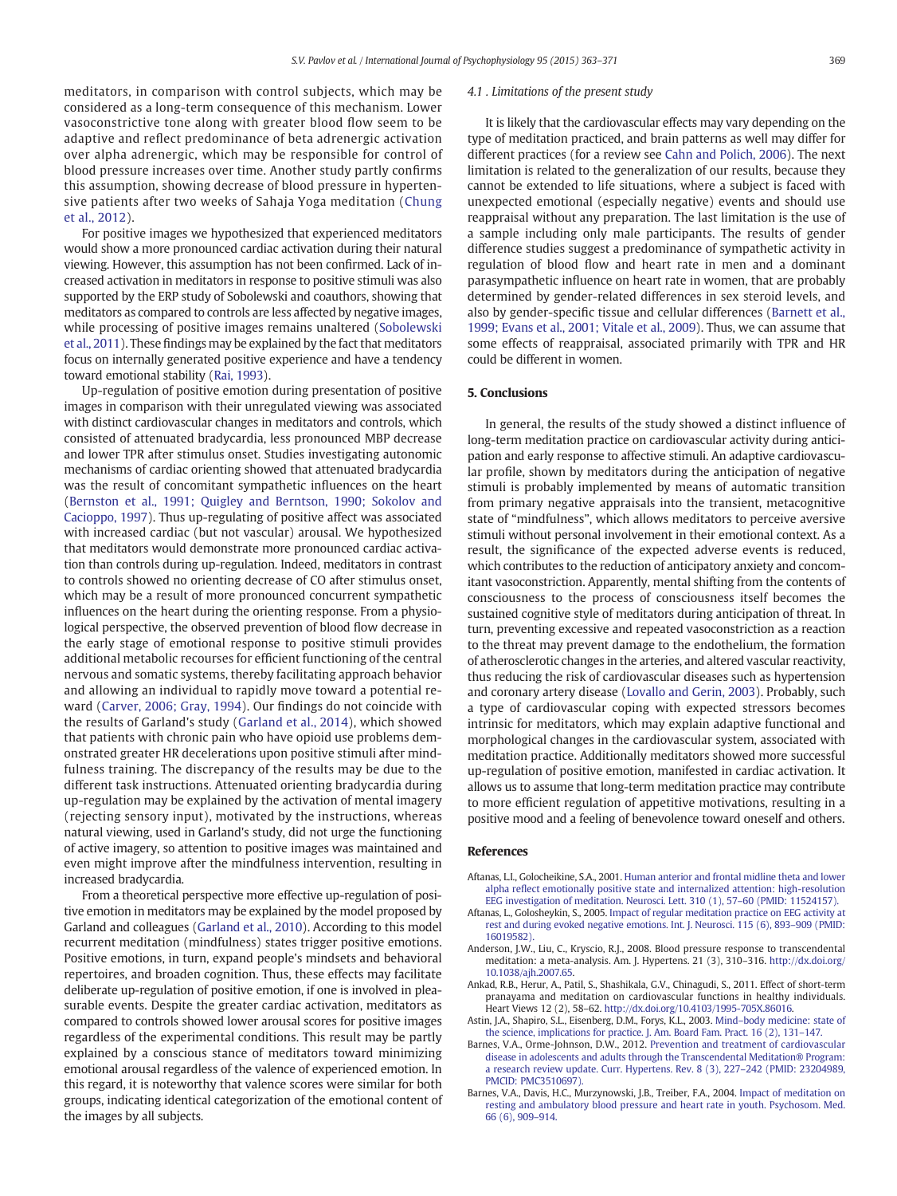meditators, in comparison with control subjects, which may be considered as a long-term consequence of this mechanism. Lower vasoconstrictive tone along with greater blood flow seem to be adaptive and reflect predominance of beta adrenergic activation over alpha adrenergic, which may be responsible for control of blood pressure increases over time. Another study partly confirms this assumption, showing decrease of blood pressure in hypertensive patients after two weeks of Sahaja Yoga meditation (Chung et al., 2012).

For positive images we hypothesized that experienced meditators would show a more pronounced cardiac activation during their natural viewing. However, this assumption has not been confirmed. Lack of increased activation in meditators in response to positive stimuli was also supported by the ERP study of Sobolewski and coauthors, showing that meditators as compared to controls are less affected by negative images, while processing of positive images remains unaltered (Sobolewski et al., 2011). These findings may be explained by the fact that meditators focus on internally generated positive experience and have a tendency toward emotional stability (Rai, 1993).

Up-regulation of positive emotion during presentation of positive images in comparison with their unregulated viewing was associated with distinct cardiovascular changes in meditators and controls, which consisted of attenuated bradycardia, less pronounced MBP decrease and lower TPR after stimulus onset. Studies investigating autonomic mechanisms of cardiac orienting showed that attenuated bradycardia was the result of concomitant sympathetic influences on the heart (Bernston et al., 1991; Quigley and Berntson, 1990; Sokolov and Cacioppo, 1997). Thus up-regulating of positive affect was associated with increased cardiac (but not vascular) arousal. We hypothesized that meditators would demonstrate more pronounced cardiac activation than controls during up-regulation. Indeed, meditators in contrast to controls showed no orienting decrease of CO after stimulus onset, which may be a result of more pronounced concurrent sympathetic influences on the heart during the orienting response. From a physiological perspective, the observed prevention of blood flow decrease in the early stage of emotional response to positive stimuli provides additional metabolic recourses for efficient functioning of the central nervous and somatic systems, thereby facilitating approach behavior and allowing an individual to rapidly move toward a potential reward (Carver, 2006; Gray, 1994). Our findings do not coincide with the results of Garland's study (Garland et al., 2014), which showed that patients with chronic pain who have opioid use problems demonstrated greater HR decelerations upon positive stimuli after mindfulness training. The discrepancy of the results may be due to the different task instructions. Attenuated orienting bradycardia during up-regulation may be explained by the activation of mental imagery (rejecting sensory input), motivated by the instructions, whereas natural viewing, used in Garland's study, did not urge the functioning of active imagery, so attention to positive images was maintained and even might improve after the mindfulness intervention, resulting in increased bradycardia.

From a theoretical perspective more effective up-regulation of positive emotion in meditators may be explained by the model proposed by Garland and colleagues (Garland et al., 2010). According to this model recurrent meditation (mindfulness) states trigger positive emotions. Positive emotions, in turn, expand people's mindsets and behavioral repertoires, and broaden cognition. Thus, these effects may facilitate deliberate up-regulation of positive emotion, if one is involved in pleasurable events. Despite the greater cardiac activation, meditators as compared to controls showed lower arousal scores for positive images regardless of the experimental conditions. This result may be partly explained by a conscious stance of meditators toward minimizing emotional arousal regardless of the valence of experienced emotion. In this regard, it is noteworthy that valence scores were similar for both groups, indicating identical categorization of the emotional content of the images by all subjects.

### 4.1 . Limitations of the present study

It is likely that the cardiovascular effects may vary depending on the type of meditation practiced, and brain patterns as well may differ for different practices (for a review see Cahn and Polich, 2006). The next limitation is related to the generalization of our results, because they cannot be extended to life situations, where a subject is faced with unexpected emotional (especially negative) events and should use reappraisal without any preparation. The last limitation is the use of a sample including only male participants. The results of gender difference studies suggest a predominance of sympathetic activity in regulation of blood flow and heart rate in men and a dominant parasympathetic influence on heart rate in women, that are probably determined by gender-related differences in sex steroid levels, and also by gender-specific tissue and cellular differences (Barnett et al., 1999; Evans et al., 2001; Vitale et al., 2009). Thus, we can assume that some effects of reappraisal, associated primarily with TPR and HR could be different in women.

## 5. Conclusions

In general, the results of the study showed a distinct influence of long-term meditation practice on cardiovascular activity during anticipation and early response to affective stimuli. An adaptive cardiovascular profile, shown by meditators during the anticipation of negative stimuli is probably implemented by means of automatic transition from primary negative appraisals into the transient, metacognitive state of "mindfulness", which allows meditators to perceive aversive stimuli without personal involvement in their emotional context. As a result, the significance of the expected adverse events is reduced, which contributes to the reduction of anticipatory anxiety and concomitant vasoconstriction. Apparently, mental shifting from the contents of consciousness to the process of consciousness itself becomes the sustained cognitive style of meditators during anticipation of threat. In turn, preventing excessive and repeated vasoconstriction as a reaction to the threat may prevent damage to the endothelium, the formation of atherosclerotic changes in the arteries, and altered vascular reactivity, thus reducing the risk of cardiovascular diseases such as hypertension and coronary artery disease (Lovallo and Gerin, 2003). Probably, such a type of cardiovascular coping with expected stressors becomes intrinsic for meditators, which may explain adaptive functional and morphological changes in the cardiovascular system, associated with meditation practice. Additionally meditators showed more successful up-regulation of positive emotion, manifested in cardiac activation. It allows us to assume that long-term meditation practice may contribute to more efficient regulation of appetitive motivations, resulting in a positive mood and a feeling of benevolence toward oneself and others.

## References

Aftanas, L.I., Golocheikine, S.A., 2001. Human anterior and frontal midline theta and lower alpha reflect emotionally positive state and internalized attention: high-resolution EEG investigation of meditation. Neurosci. Lett. 310 (1), 57–60 (PMID: 11524157).

Aftanas, L., Golosheykin, S., 2005. Impact of regular meditation practice on EEG activity at rest and during evoked negative emotions. Int. J. Neurosci. 115 (6), 893–909 (PMID: 16019582).

Anderson, J.W., Liu, C., Kryscio, R.J., 2008. Blood pressure response to transcendental meditation: a meta-analysis. Am. J. Hypertens. 21 (3), 310–316. http://dx.doi.org/10.1038/ajh.2007.65.

Ankad, R.B., Herur, A., Patil, S., Shashikala, G.V., Chinagudi, S., 2011. Effect of short-term pranayama and meditation on cardiovascular functions in healthy individuals. Heart Views 12 (2), 58–62. http://dx.doi.org/10.4103/1995-705X.86016.

Astin, J.A., Shapiro, S.L., Eisenberg, D.M., Forys, K.L., 2003. Mind–body medicine: state of the science, implications for practice. J. Am. Board Fam. Pract. 16 (2), 131–147.

Barnes, V.A., Orme-Johnson, D.W., 2012. Prevention and treatment of cardiovascular disease in adolescents and adults through the Transcendental Meditation® Program: a research review update. Curr. Hypertens. Rev. 8 (3), 227–242 (PMID: 23204989, PMCID: PMC3510697).

Barnes, V.A., Davis, H.C., Murzynowski, J.B., Treiber, F.A., 2004. Impact of meditation on resting and ambulatory blood pressure and heart rate in youth. Psychosom. Med. 66 (6), 909–914.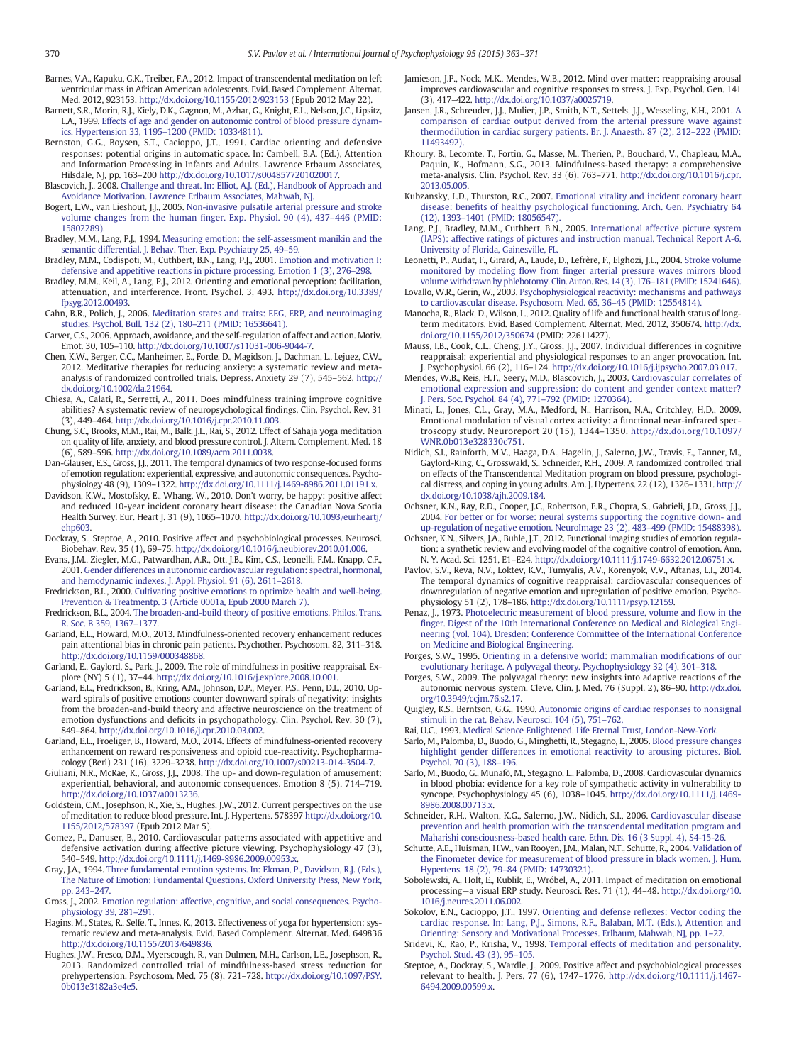Barnes, V.A., Kapuku, G.K., Treiber, F.A., 2012. Impact of transcendental meditation on left ventricular mass in African American adolescents. Evid. Based Complement. Alternat. Med. 2012, 923153. http://dx.doi.org/10.1155/2012/923153 (Epub 2012 May 22).

Barnett, S.R., Morin, R.J., Kiely, D.K., Gagnon, M., Azhar, G., Knight, E.L., Nelson, J.C., Lipsitz, L.A., 1999. Effects of age and gender on autonomic control of blood pressure dynamics. Hypertension 33, 1195–1200 (PMID: 10334811).

Bernston, G.G., Boysen, S.T., Cacioppo, J.T., 1991. Cardiac orienting and defensive responses: potential origins in automatic space. In: Cambell, B.A. (Ed.), Attention and Information Processing in Infants and Adults. Lawrence Erbaum Associates, Hilsdale, NJ, pp. 163–200 http://dx.doi.org/10.1017/s0048577201020017.

Blascovich, J., 2008. Challenge and threat. In: Elliot, A.J. (Ed.), Handbook of Approach and Avoidance Motivation. Lawrence Erlbaum Associates, Mahwah, NJ.

Bogert, L.W., van Lieshout, J.J., 2005. Non-invasive pulsatile arterial pressure and stroke volume changes from the human finger. Exp. Physiol. 90 (4), 437–446 (PMID: 15802289).

Bradley, M.M., Lang, P.J., 1994. Measuring emotion: the self-assessment manikin and the semantic differential. J. Behav. Ther. Exp. Psychiatry 25, 49–59.

Bradley, M.M., Codispoti, M., Cuthbert, B.N., Lang, P.J., 2001. Emotion and motivation I: defensive and appetitive reactions in picture processing. Emotion 1 (3), 276–298.

Bradley, M.M., Keil, A., Lang, P.J., 2012. Orienting and emotional perception: facilitation, attenuation, and interference. Front. Psychol. 3, 493. http://dx.doi.org/10.3389/fpsyg.2012.00493.

Cahn, B.R., Polich, J., 2006. Meditation states and traits: EEG, ERP, and neuroimaging studies. Psychol. Bull. 132 (2), 180–211 (PMID: 16536641).

Carver, C.S., 2006. Approach, avoidance, and the self-regulation of affect and action. Motiv. Emot. 30, 105–110. http://dx.doi.org/10.1007/s11031-006-9044-7.

Chen, K.W., Berger, C.C., Manheimer, E., Forde, D., Magidson, J., Dachman, L., Lejuez, C.W., 2012. Meditative therapies for reducing anxiety: a systematic review and meta-analysis of randomized controlled trials. Depress. Anxiety 29 (7), 545–562. http://dx.doi.org/10.1002/da.21964.

Chiesa, A., Calati, R., Serretti, A., 2011. Does mindfulness training improve cognitive abilities? A systematic review of neuropsychological findings. Clin. Psychol. Rev. 31 (3), 449–464. http://dx.doi.org/10.1016/j.cpr.2010.11.003.

Chung, S.C., Brooks, M.M., Rai, M., Balk, J.L., Rai, S., 2012. Effect of Sahaja yoga meditation on quality of life, anxiety, and blood pressure control. J. Altern. Complement. Med. 18 (6), 589–596. http://dx.doi.org/10.1089/acm.2011.0038.

Dan-Glauser, E.S., Gross, J.J., 2011. The temporal dynamics of two response-focused forms of emotion regulation: experiential, expressive, and autonomic consequences. Psychophysiology 48 (9), 1309–1322. http://dx.doi.org/10.1111/j.1469-8986.2011.01191.x.

Davidson, K.W., Mostofsky, E., Whang, W., 2010. Don't worry, be happy: positive affect and reduced 10-year incident coronary heart disease: the Canadian Nova Scotia Health Survey. Eur. Heart J. 31 (9), 1065–1070. http://dx.doi.org/10.1093/eurheartj/ehp603.

Dockray, S., Steptoe, A., 2010. Positive affect and psychobiological processes. Neurosci. Biobehav. Rev. 35 (1), 69–75. http://dx.doi.org/10.1016/j.neubiorev.2010.01.006.

Evans, J.M., Ziegler, M.G., Patwardhan, A.R., Ott, J.B., Kim, C.S., Leonelli, F.M., Knapp, C.F., 2001. Gender differences in autonomic cardiovascular regulation: spectral, hormonal, and hemodynamic indexes. J. Appl. Physiol. 91 (6), 2611–2618.

Fredrickson, B.L., 2000. Cultivating positive emotions to optimize health and well-being. Prevention & Treatmentp. 3 (Article 0001a, Epub 2000 March 7).

Fredrickson, B.L., 2004. The broaden-and-build theory of positive emotions. Philos. Trans. R. Soc. B 359, 1367–1377.

Garland, E.L., Howard, M.O., 2013. Mindfulness-oriented recovery enhancement reduces pain attentional bias in chronic pain patients. Psychother. Psychosom. 82, 311–318. http://dx.doi.org/10.1159/000348868.

Garland, E., Gaylord, S., Park, J., 2009. The role of mindfulness in positive reappraisal. Explore (NY) 5 (1), 37–44. http://dx.doi.org/10.1016/j.explore.2008.10.001.

Garland, E.L., Fredrickson, B., Kring, A.M., Johnson, D.P., Meyer, P.S., Penn, D.L., 2010. Upward spirals of positive emotions counter downward spirals of negativity: insights from the broaden-and-build theory and affective neuroscience on the treatment of emotion dysfunctions and deficits in psychopathology. Clin. Psychol. Rev. 30 (7), 849–864. http://dx.doi.org/10.1016/j.cpr.2010.03.002.

Garland, E.L., Froeliger, B., Howard, M.O., 2014. Effects of mindfulness-oriented recovery enhancement on reward responsiveness and opioid cue-reactivity. Psychopharmacology (Berl) 231 (16), 3229–3238. http://dx.doi.org/10.1007/s00213-014-3504-7.

Giuliani, N.R., McRae, K., Gross, J.J., 2008. The up- and down-regulation of amusement: experiential, behavioral, and autonomic consequences. Emotion 8 (5), 714–719. http://dx.doi.org/10.1037/a0013236.

Goldstein, C.M., Josephson, R., Xie, S., Hughes, J.W., 2012. Current perspectives on the use of meditation to reduce blood pressure. Int. J. Hypertens. 578397 http://dx.doi.org/10.1155/2012/578397 (Epub 2012 Mar 5).

Gomez, P., Danuser, B., 2010. Cardiovascular patterns associated with appetitive and defensive activation during affective picture viewing. Psychophysiology 47 (3), 540–549. http://dx.doi.org/10.1111/j.1469-8986.2009.00953.x.

Gray, J.A., 1994. Three fundamental emotion systems. In: Ekman, P., Davidson, R.J. (Eds.), The Nature of Emotion: Fundamental Questions. Oxford University Press, New York, pp. 243–247.

Gross, J., 2002. Emotion regulation: affective, cognitive, and social consequences. Psychophysiology 39, 281–291.

Hagins, M., States, R., Selfe, T., Innes, K., 2013. Effectiveness of yoga for hypertension: systematic review and meta-analysis. Evid. Based Complement. Alternat. Med. 649836 http://dx.doi.org/10.1155/2013/649836.

Hughes, J.W., Fresco, D.M., Myerscough, R., van Dulmen, M.H., Carlson, L.E., Josephson, R., 2013. Randomized controlled trial of mindfulness-based stress reduction for prehypertension. Psychosom. Med. 75 (8), 721–728. http://dx.doi.org/10.1097/PSY.0b013e3182a3e4e5.

Jamieson, J.P., Nock, M.K., Mendes, W.B., 2012. Mind over matter: reappraising arousal improves cardiovascular and cognitive responses to stress. J. Exp. Psychol. Gen. 141 (3), 417–422. http://dx.doi.org/10.1037/a0025719.

Jansen, J.R., Schreuder, J.J., Mulier, J.P., Smith, N.T., Settels, J.J., Wesseling, K.H., 2001. A comparison of cardiac output derived from the arterial pressure wave against thermodilution in cardiac surgery patients. Br. J. Anaesth. 87 (2), 212–222 (PMID: 11493492).

Khoury, B., Lecomte, T., Fortin, G., Masse, M., Therien, P., Bouchard, V., Chapleau, M.A., Paquin, K., Hofmann, S.G., 2013. Mindfulness-based therapy: a comprehensive meta-analysis. Clin. Psychol. Rev. 33 (6), 763–771. http://dx.doi.org/10.1016/j.cpr.2013.05.005.

Kubzansky, L.D., Thurston, R.C., 2007. Emotional vitality and incident coronary heart disease: benefits of healthy psychological functioning. Arch. Gen. Psychiatry 64 (12), 1393–1401 (PMID: 18056547).

Lang, P.J., Bradley, M.M., Cuthbert, B.N., 2005. International affective picture system (IAPS): affective ratings of pictures and instruction manual. Technical Report A-6. University of Florida, Gainesville, FL.

Leonetti, P., Audat, F., Girard, A., Laude, D., Lefrère, F., Elghozi, J.L., 2004. Stroke volume monitored by modeling flow from finger arterial pressure waves mirrors blood volume withdrawn by phlebotomy. Clin. Auton. Res. 14 (3), 176–181 (PMID: 15241646).

Lovallo, W.R., Gerin, W., 2003. Psychophysiological reactivity: mechanisms and pathways to cardiovascular disease. Psychosom. Med. 65, 36–45 (PMID: 12554814).

Manocha, R., Black, D., Wilson, L., 2012. Quality of life and functional health status of long-term meditators. Evid. Based Complement. Alternat. Med. 2012, 350674. http://dx.doi.org/10.1155/2012/350674 (PMID: 22611427).

Mauss, I.B., Cook, C.L., Cheng, J.Y., Gross, J.J., 2007. Individual differences in cognitive reappraisal: experiential and physiological responses to an anger provocation. Int. J. Psychophysiol. 66 (2), 116–124. http://dx.doi.org/10.1016/j.ijpsycho.2007.03.017.

Mendes, W.B., Reis, H.T., Seery, M.D., Blascovich, J., 2003. Cardiovascular correlates of emotional expression and suppression: do content and gender context matter? J. Pers. Soc. Psychol. 84 (4), 771–792 (PMID: 1270364).

Minati, L., Jones, C.L., Gray, M.A., Medford, N., Harrison, N.A., Critchley, H.D., 2009. Emotional modulation of visual cortex activity: a functional near-infrared spectroscopy study. Neuroreport 20 (15), 1344–1350. http://dx.doi.org/10.1097/WNR.0b013e328330c751.

Nidich, S.I., Rainforth, M.V., Haaga, D.A., Hagelin, J., Salerno, J.W., Travis, F., Tanner, M., Gaylord-King, C., Grosswald, S., Schneider, R.H., 2009. A randomized controlled trial on effects of the Transcendental Meditation program on blood pressure, psychological distress, and coping in young adults. Am. J. Hypertens. 22 (12), 1326–1331. http://dx.doi.org/10.1038/ajh.2009.184.

Ochsner, K.N., Ray, R.D., Cooper, J.C., Robertson, E.R., Chopra, S., Gabrieli, J.D., Gross, J.J., 2004. For better or for worse: neural systems supporting the cognitive down- and up-regulation of negative emotion. NeuroImage 23 (2), 483–499 (PMID: 15488398).

Ochsner, K.N., Silvers, J.A., Buhle, J.T., 2012. Functional imaging studies of emotion regulation: a synthetic review and evolving model of the cognitive control of emotion. Ann. N. Y. Acad. Sci. 1251, E1–E24. http://dx.doi.org/10.1111/j.1749-6632.2012.06751.x.

Pavlov, S.V., Reva, N.V., Loktev, K.V., Tumyalis, A.V., Korenyok, V.V., Aftanas, L.I., 2014. The temporal dynamics of cognitive reappraisal: cardiovascular consequences of downregulation of negative emotion and upregulation of positive emotion. Psychophysiology 51 (2), 178–186. http://dx.doi.org/10.1111/psyp.12159.

Penaz, J., 1973. Photoelectric measurement of blood pressure, volume and flow in the finger. Digest of the 10th International Conference on Medical and Biological Engineering (vol. 104). Dresden: Conference Committee of the International Conference on Medicine and Biological Engineering.

Porges, S.W., 1995. Orienting in a defensive world: mammalian modifications of our evolutionary heritage. A polyvagal theory. Psychophysiology 32 (4), 301–318.

Porges, S.W., 2009. The polyvagal theory: new insights into adaptive reactions of the autonomic nervous system. Cleve. Clin. J. Med. 76 (Suppl. 2), 86–90. http://dx.doi.org/10.3949/ccjm.76.s2.17.

Quigley, K.S., Berntson, G.G., 1990. Autonomic origins of cardiac responses to nonsignal stimuli in the rat. Behav. Neurosci. 104 (5), 751–762.

Rai, U.C., 1993. Medical Science Enlightened. Life Eternal Trust, London-New-York.

Sarlo, M., Palomba, D., Buodo, G., Minghetti, R., Stegagno, L., 2005. Blood pressure changes highlight gender differences in emotional reactivity to arousing pictures. Biol. Psychol. 70 (3), 188–196.

Sarlo, M., Buodo, G., Munafò, M., Stegagno, L., Palomba, D., 2008. Cardiovascular dynamics in blood phobia: evidence for a key role of sympathetic activity in vulnerability to syncope. Psychophysiology 45 (6), 1038–1045. http://dx.doi.org/10.1111/j.1469-8986.2008.00713.x.

Schneider, R.H., Walton, K.G., Salerno, J.W., Nidich, S.I., 2006. Cardiovascular disease prevention and health promotion with the transcendental meditation program and Maharishi consciousness-based health care. Ethn. Dis. 16 (3 Suppl. 4), S4-15-26.

Schutte, A.E., Huisman, H.W., van Rooyen, J.M., Malan, N.T., Schutte, R., 2004. Validation of the Finometer device for measurement of blood pressure in black women. J. Hum. Hypertens. 18 (2), 79–84 (PMID: 14730321).

Sobolewski, A., Holt, E., Kublik, E., Wróbel, A., 2011. Impact of meditation on emotional processing—a visual ERP study. Neurosci. Res. 71 (1), 44–48. http://dx.doi.org/10.1016/j.neures.2011.06.002.

Sokolov, E.N., Cacioppo, J.T., 1997. Orienting and defense reflexes: Vector coding the cardiac response. In: Lang, P.J., Simons, R.F., Balaban, M.T. (Eds.), Attention and Orienting: Sensory and Motivational Processes. Erlbaum, Mahwah, NJ, pp. 1–22.

Sridevi, K., Rao, P., Krisha, V., 1998. Temporal effects of meditation and personality. Psychol. Stud. 43 (3), 95–105.

Steptoe, A., Dockray, S., Wardle, J., 2009. Positive affect and psychobiological processes relevant to health. J. Pers. 77 (6), 1747–1776. http://dx.doi.org/10.1111/j.1467-6494.2009.00599.x.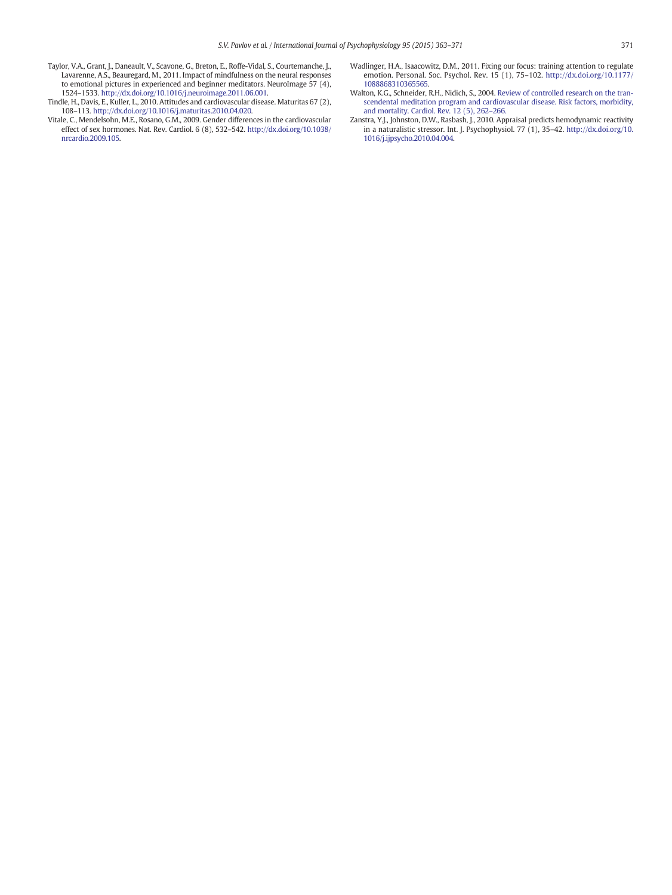Taylor, V.A., Grant, J., Daneault, V., Scavone, G., Breton, E., Roffe-Vidal, S., Courtemanche, J., Lavarenne, A.S., Beauregard, M., 2011. Impact of mindfulness on the neural responses to emotional pictures in experienced and beginner meditators. NeuroImage 57 (4), 1524–1533. http://dx.doi.org/10.1016/j.neuroimage.2011.06.001.

Tindle, H., Davis, E., Kuller, L., 2010. Attitudes and cardiovascular disease. Maturitas 67 (2), 108–113. http://dx.doi.org/10.1016/j.maturitas.2010.04.020.

Vitale, C., Mendelsohn, M.E., Rosano, G.M., 2009. Gender differences in the cardiovascular effect of sex hormones. Nat. Rev. Cardiol. 6 (8), 532–542. http://dx.doi.org/10.1038/nrcardio.2009.105.

Wadlinger, H.A., Isaacowitz, D.M., 2011. Fixing our focus: training attention to regulate emotion. Personal. Soc. Psychol. Rev. 15 (1), 75–102. http://dx.doi.org/10.1177/1088868310365565.

Walton, K.G., Schneider, R.H., Nidich, S., 2004. Review of controlled research on the transcendental meditation program and cardiovascular disease. Risk factors, morbidity, and mortality. Cardiol. Rev. 12 (5), 262–266.

Zanstra, Y.J., Johnston, D.W., Rasbash, J., 2010. Appraisal predicts hemodynamic reactivity in a naturalistic stressor. Int. J. Psychophysiol. 77 (1), 35–42. http://dx.doi.org/10.1016/j.ijpsycho.2010.04.004.